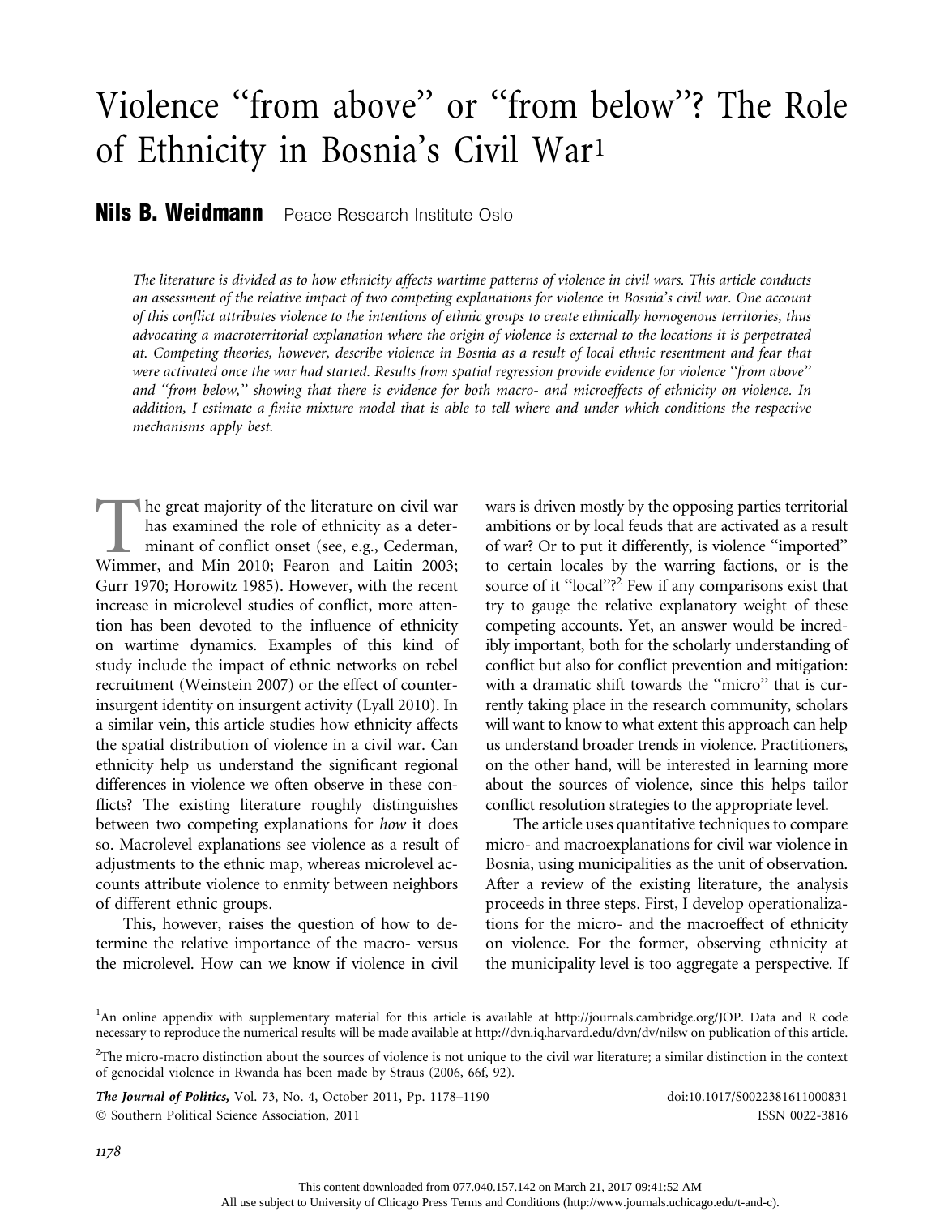# Violence "from above" or "from below"? The Role of Ethnicity in Bosnia's Civil War[1]

**Nils B. Weidmann** Peace Research Institute Oslo

*The literature is divided as to how ethnicity affects wartime patterns of violence in civil wars. This article conducts an assessment of the relative impact of two competing explanations for violence in Bosnia's civil war. One account of this conflict attributes violence to the intentions of ethnic groups to create ethnically homogenous territories, thus advocating a macroterritorial explanation where the origin of violence is external to the locations it is perpetrated at. Competing theories, however, describe violence in Bosnia as a result of local ethnic resentment and fear that were activated once the war had started. Results from spatial regression provide evidence for violence "from above" and "from below," showing that there is evidence for both macro- and microeffects of ethnicity on violence. In addition, I estimate a finite mixture model that is able to tell where and under which conditions the respective mechanisms apply best.*

The great majority of the literature on civil war has examined the role of ethnicity as a determinant of conflict onset (see, e.g., Cederman, Wimmer, and Min 2010; Fearon and Laitin 2003; Gurr 1970; Horowitz 1985). However, with the recent increase in microlevel studies of conflict, more attention has been devoted to the influence of ethnicity on wartime dynamics. Examples of this kind of study include the impact of ethnic networks on rebel recruitment (Weinstein 2007) or the effect of counterinsurgent identity on insurgent activity (Lyall 2010). In a similar vein, this article studies how ethnicity affects the spatial distribution of violence in a civil war. Can ethnicity help us understand the significant regional differences in violence we often observe in these conflicts? The existing literature roughly distinguishes between two competing explanations for *how* it does so. Macrolevel explanations see violence as a result of adjustments to the ethnic map, whereas microlevel accounts attribute violence to enmity between neighbors of different ethnic groups.

This, however, raises the question of how to determine the relative importance of the macro- versus the microlevel. How can we know if violence in civil wars is driven mostly by the opposing parties territorial ambitions or by local feuds that are activated as a result of war? Or to put it differently, is violence "imported" to certain locales by the warring factions, or is the source of it "local"?[2] Few if any comparisons exist that try to gauge the relative explanatory weight of these competing accounts. Yet, an answer would be incredibly important, both for the scholarly understanding of conflict but also for conflict prevention and mitigation: with a dramatic shift towards the "micro" that is currently taking place in the research community, scholars will want to know to what extent this approach can help us understand broader trends in violence. Practitioners, on the other hand, will be interested in learning more about the sources of violence, since this helps tailor conflict resolution strategies to the appropriate level.

The article uses quantitative techniques to compare micro- and macroexplanations for civil war violence in Bosnia, using municipalities as the unit of observation. After a review of the existing literature, the analysis proceeds in three steps. First, I develop operationalizations for the micro- and the macroeffect of ethnicity on violence. For the former, observing ethnicity at the municipality level is too aggregate a perspective. If

---

[1] An online appendix with supplementary material for this article is available at http://journals.cambridge.org/JOP. Data and R code necessary to reproduce the numerical results will be made available at http://dvn.iq.harvard.edu/dvn/dv/nilsw on publication of this article.

[2] The micro-macro distinction about the sources of violence is not unique to the civil war literature; a similar distinction in the context of genocidal violence in Rwanda has been made by Straus (2006, 66f, 92).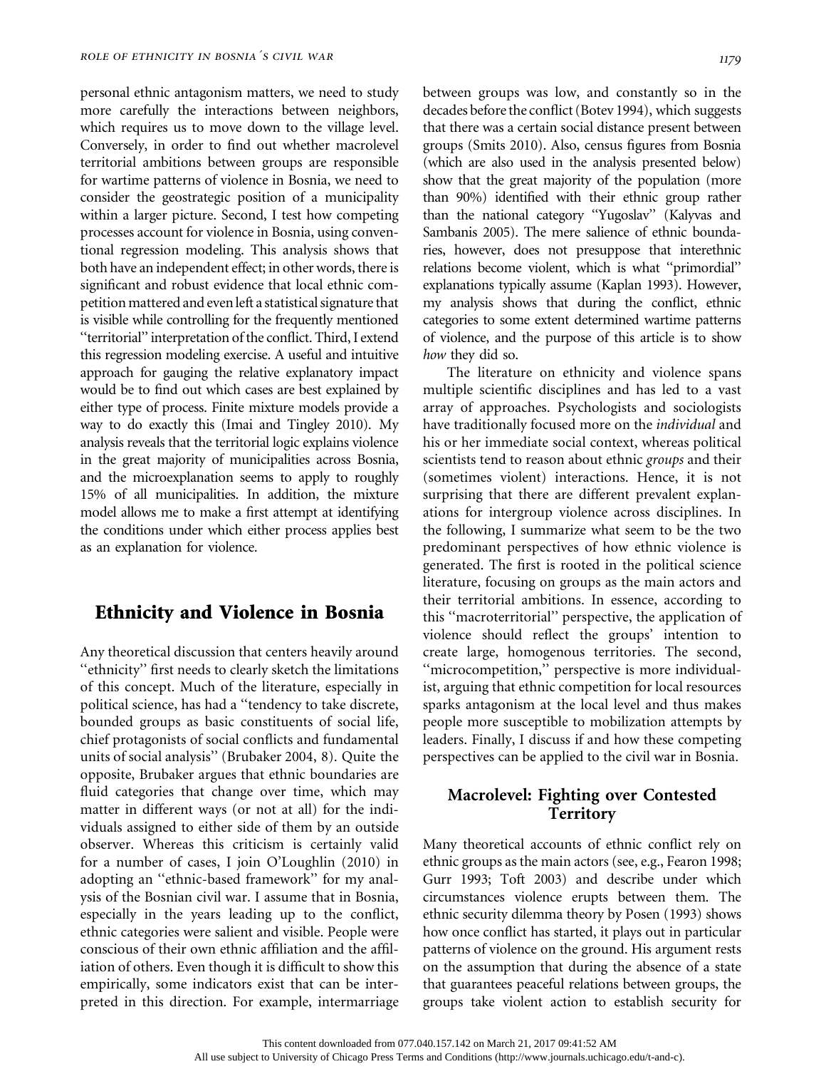personal ethnic antagonism matters, we need to study more carefully the interactions between neighbors, which requires us to move down to the village level. Conversely, in order to find out whether macrolevel territorial ambitions between groups are responsible for wartime patterns of violence in Bosnia, we need to consider the geostrategic position of a municipality within a larger picture. Second, I test how competing processes account for violence in Bosnia, using conventional regression modeling. This analysis shows that both have an independent effect; in other words, there is significant and robust evidence that local ethnic competition mattered and even left a statistical signature that is visible while controlling for the frequently mentioned "territorial" interpretation of the conflict. Third, I extend this regression modeling exercise. A useful and intuitive approach for gauging the relative explanatory impact would be to find out which cases are best explained by either type of process. Finite mixture models provide a way to do exactly this (Imai and Tingley 2010). My analysis reveals that the territorial logic explains violence in the great majority of municipalities across Bosnia, and the microexplanation seems to apply to roughly 15% of all municipalities. In addition, the mixture model allows me to make a first attempt at identifying the conditions under which either process applies best as an explanation for violence.

## Ethnicity and Violence in Bosnia

Any theoretical discussion that centers heavily around "ethnicity" first needs to clearly sketch the limitations of this concept. Much of the literature, especially in political science, has had a "tendency to take discrete, bounded groups as basic constituents of social life, chief protagonists of social conflicts and fundamental units of social analysis" (Brubaker 2004, 8). Quite the opposite, Brubaker argues that ethnic boundaries are fluid categories that change over time, which may matter in different ways (or not at all) for the individuals assigned to either side of them by an outside observer. Whereas this criticism is certainly valid for a number of cases, I join O'Loughlin (2010) in adopting an "ethnic-based framework" for my analysis of the Bosnian civil war. I assume that in Bosnia, especially in the years leading up to the conflict, ethnic categories were salient and visible. People were conscious of their own ethnic affiliation and the affiliation of others. Even though it is difficult to show this empirically, some indicators exist that can be interpreted in this direction. For example, intermarriage between groups was low, and constantly so in the decades before the conflict (Botev 1994), which suggests that there was a certain social distance present between groups (Smits 2010). Also, census figures from Bosnia (which are also used in the analysis presented below) show that the great majority of the population (more than 90%) identified with their ethnic group rather than the national category "Yugoslav" (Kalyvas and Sambanis 2005). The mere salience of ethnic boundaries, however, does not presuppose that interethnic relations become violent, which is what "primordial" explanations typically assume (Kaplan 1993). However, my analysis shows that during the conflict, ethnic categories to some extent determined wartime patterns of violence, and the purpose of this article is to show *how* they did so.

The literature on ethnicity and violence spans multiple scientific disciplines and has led to a vast array of approaches. Psychologists and sociologists have traditionally focused more on the *individual* and his or her immediate social context, whereas political scientists tend to reason about ethnic *groups* and their (sometimes violent) interactions. Hence, it is not surprising that there are different prevalent explanations for intergroup violence across disciplines. In the following, I summarize what seem to be the two predominant perspectives of how ethnic violence is generated. The first is rooted in the political science literature, focusing on groups as the main actors and their territorial ambitions. In essence, according to this "macroterritorial" perspective, the application of violence should reflect the groups' intention to create large, homogenous territories. The second, "microcompetition," perspective is more individualist, arguing that ethnic competition for local resources sparks antagonism at the local level and thus makes people more susceptible to mobilization attempts by leaders. Finally, I discuss if and how these competing perspectives can be applied to the civil war in Bosnia.

### Macrolevel: Fighting over Contested Territory

Many theoretical accounts of ethnic conflict rely on ethnic groups as the main actors (see, e.g., Fearon 1998; Gurr 1993; Toft 2003) and describe under which circumstances violence erupts between them. The ethnic security dilemma theory by Posen (1993) shows how once conflict has started, it plays out in particular patterns of violence on the ground. His argument rests on the assumption that during the absence of a state that guarantees peaceful relations between groups, the groups take violent action to establish security for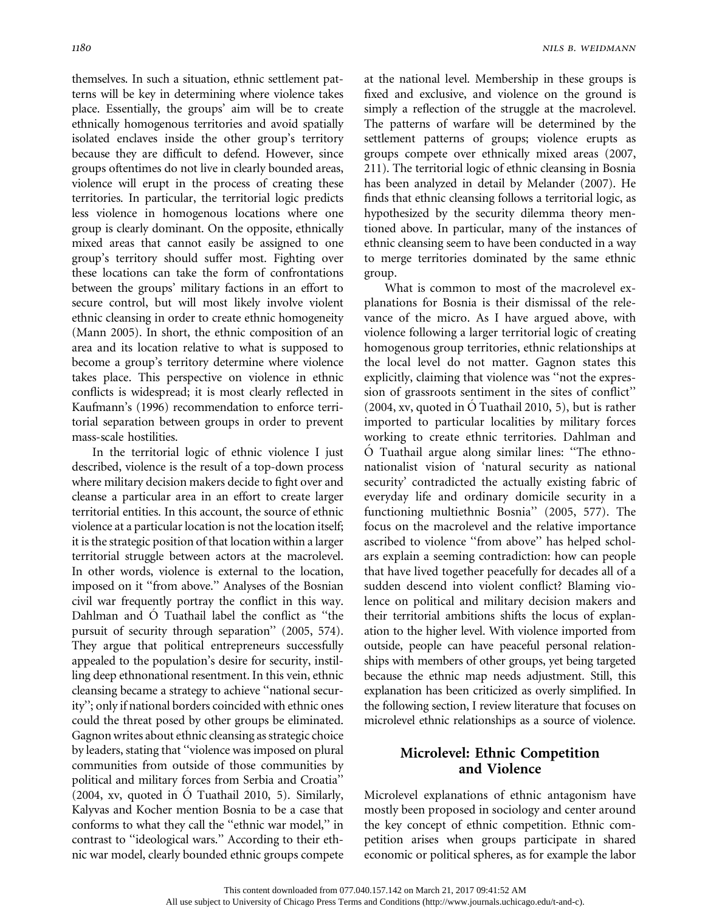themselves. In such a situation, ethnic settlement patterns will be key in determining where violence takes place. Essentially, the groups' aim will be to create ethnically homogeneous territories and avoid spatially isolated enclaves inside the other group's territory because they are difficult to defend. However, since groups oftentimes do not live in clearly bounded areas, violence will erupt in the process of creating these territories. In particular, the territorial logic predicts less violence in homogenous locations where one group is clearly dominant. On the opposite, ethnically mixed areas that cannot easily be assigned to one group's territory should suffer most. Fighting over these locations can take the form of confrontations between the groups' military factions in an effort to secure control, but will most likely involve violent ethnic cleansing in order to create ethnic homogeneity (Mann 2005). In short, the ethnic composition of an area and its location relative to what is supposed to become a group's territory determine where violence takes place. This perspective on violence in ethnic conflicts is widespread; it is most clearly reflected in Kaufmann's (1996) recommendation to enforce territorial separation between groups in order to prevent mass-scale hostilities.

In the territorial logic of ethnic violence I just described, violence is the result of a top-down process where military decision makers decide to fight over and cleanse a particular area in an effort to create larger territorial entities. In this account, the source of ethnic violence at a particular location is not the location itself; it is the strategic position of that location within a larger territorial struggle between actors at the macrolevel. In other words, violence is external to the location, imposed on it "from above." Analyses of the Bosnian civil war frequently portray the conflict in this way. Dahlman and Ó Tuathail label the conflict as "the pursuit of security through separation" (2005, 574). They argue that political entrepreneurs successfully appealed to the population's desire for security, instilling deep ethnonational resentment. In this vein, ethnic cleansing became a strategy to achieve "national security"; only if national borders coincided with ethnic ones could the threat posed by other groups be eliminated. Gagnon writes about ethnic cleansing as strategic choice by leaders, stating that "violence was imposed on plural communities from outside of those communities by political and military forces from Serbia and Croatia" (2004, xv, quoted in Ó Tuathail 2010, 5). Similarly, Kalyvas and Kocher mention Bosnia to be a case that conforms to what they call the "ethnic war model," in contrast to "ideological wars." According to their ethnic war model, clearly bounded ethnic groups compete at the national level. Membership in these groups is fixed and exclusive, and violence on the ground is simply a reflection of the struggle at the macrolevel. The patterns of warfare will be determined by the settlement patterns of groups; violence erupts as groups compete over ethnically mixed areas (2007, 211). The territorial logic of ethnic cleansing in Bosnia has been analyzed in detail by Melander (2007). He finds that ethnic cleansing follows a territorial logic, as hypothesized by the security dilemma theory mentioned above. In particular, many of the instances of ethnic cleansing seem to have been conducted in a way to merge territories dominated by the same ethnic group.

What is common to most of the macrolevel explanations for Bosnia is their dismissal of the relevance of the micro. As I have argued above, with violence following a larger territorial logic of creating homogenous group territories, ethnic relationships at the local level do not matter. Gagnon states this explicitly, claiming that violence was "not the expression of grassroots sentiment in the sites of conflict" (2004, xv, quoted in Ó Tuathail 2010, 5), but is rather imported to particular localities by military forces working to create ethnic territories. Dahlman and Ó Tuathail argue along similar lines: "The ethnonationalist vision of 'natural security as national security' contradicted the actually existing fabric of everyday life and ordinary domicile security in a functioning multiethnic Bosnia" (2005, 577). The focus on the macrolevel and the relative importance ascribed to violence "from above" has helped scholars explain a seeming contradiction: how can people that have lived together peacefully for decades all of a sudden descend into violent conflict? Blaming violence on political and military decision makers and their territorial ambitions shifts the locus of explanation to the higher level. With violence imported from outside, people can have peaceful personal relationships with members of other groups, yet being targeted because the ethnic map needs adjustment. Still, this explanation has been criticized as overly simplified. In the following section, I review literature that focuses on microlevel ethnic relationships as a source of violence.

## Microlevel: Ethnic Competition and Violence

Microlevel explanations of ethnic antagonism have mostly been proposed in sociology and center around the key concept of ethnic competition. Ethnic competition arises when groups participate in shared economic or political spheres, as for example the labor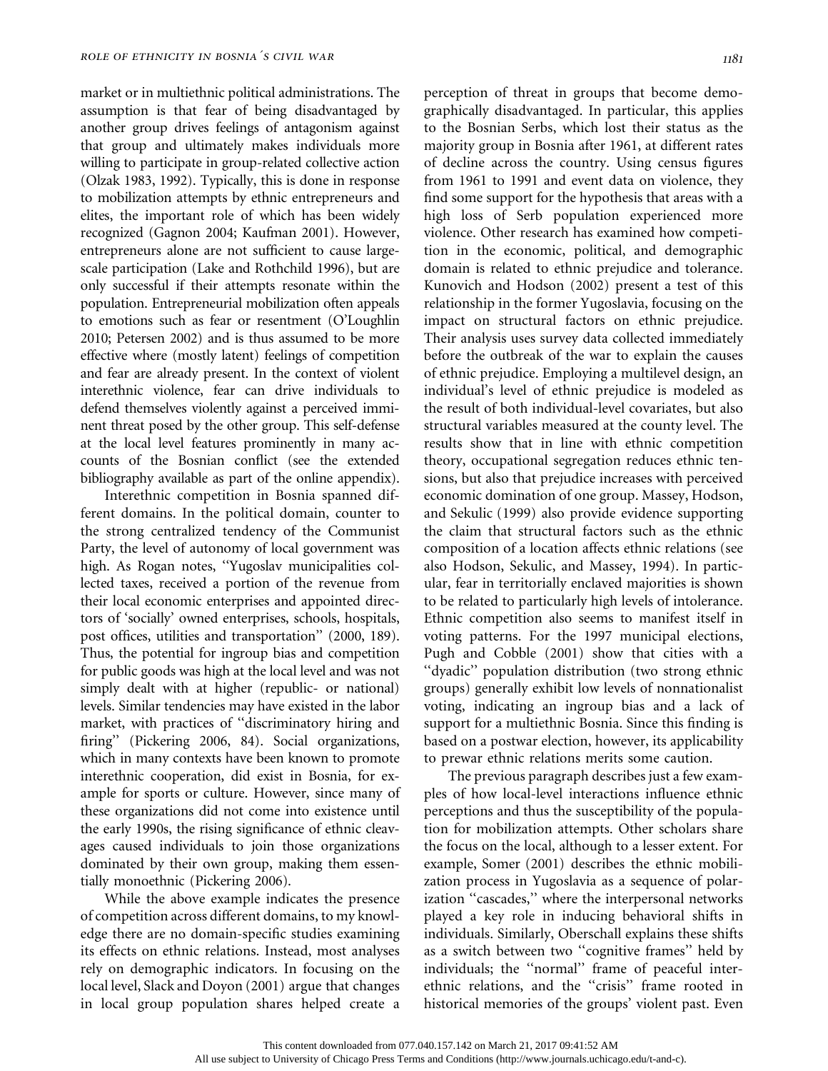market or in multiethnic political administrations. The assumption is that fear of being disadvantaged by another group drives feelings of antagonism against that group and ultimately makes individuals more willing to participate in group-related collective action (Olzak 1983, 1992). Typically, this is done in response to mobilization attempts by ethnic entrepreneurs and elites, the important role of which has been widely recognized (Gagnon 2004; Kaufman 2001). However, entrepreneurs alone are not sufficient to cause large-scale participation (Lake and Rothchild 1996), but are only successful if their attempts resonate within the population. Entrepreneurial mobilization often appeals to emotions such as fear or resentment (O'Loughlin 2010; Petersen 2002) and is thus assumed to be more effective where (mostly latent) feelings of competition and fear are already present. In the context of violent interethnic violence, fear can drive individuals to defend themselves violently against a perceived imminent threat posed by the other group. This self-defense at the local level features prominently in many accounts of the Bosnian conflict (see the extended bibliography available as part of the online appendix).

Interethnic competition in Bosnia spanned different domains. In the political domain, counter to the strong centralized tendency of the Communist Party, the level of autonomy of local government was high. As Rogan notes, "Yugoslav municipalities collected taxes, received a portion of the revenue from their local economic enterprises and appointed directors of 'socially' owned enterprises, schools, hospitals, post offices, utilities and transportation" (2000, 189). Thus, the potential for ingroup bias and competition for public goods was high at the local level and was not simply dealt with at higher (republic- or national) levels. Similar tendencies may have existed in the labor market, with practices of "discriminatory hiring and firing" (Pickering 2006, 84). Social organizations, which in many contexts have been known to promote interethnic cooperation, did exist in Bosnia, for example for sports or culture. However, since many of these organizations did not come into existence until the early 1990s, the rising significance of ethnic cleavages caused individuals to join those organizations dominated by their own group, making them essentially monoethnic (Pickering 2006).

While the above example indicates the presence of competition across different domains, to my knowledge there are no domain-specific studies examining its effects on ethnic relations. Instead, most analyses rely on demographic indicators. In focusing on the local level, Slack and Doyon (2001) argue that changes in local group population shares helped create a perception of threat in groups that become demographically disadvantaged. In particular, this applies to the Bosnian Serbs, which lost their status as the majority group in Bosnia after 1961, at different rates of decline across the country. Using census figures from 1961 to 1991 and event data on violence, they find some support for the hypothesis that areas with a high loss of Serb population experienced more violence. Other research has examined how competition in the economic, political, and demographic domain is related to ethnic prejudice and tolerance. Kunovich and Hodson (2002) present a test of this relationship in the former Yugoslavia, focusing on the impact on structural factors on ethnic prejudice. Their analysis uses survey data collected immediately before the outbreak of the war to explain the causes of ethnic prejudice. Employing a multilevel design, an individual's level of ethnic prejudice is modeled as the result of both individual-level covariates, but also structural variables measured at the county level. The results show that in line with ethnic competition theory, occupational segregation reduces ethnic tensions, but also that prejudice increases with perceived economic domination of one group. Massey, Hodson, and Sekulic (1999) also provide evidence supporting the claim that structural factors such as the ethnic composition of a location affects ethnic relations (see also Hodson, Sekulic, and Massey, 1994). In particular, fear in territorially enclaved majorities is shown to be related to particularly high levels of intolerance. Ethnic competition also seems to manifest itself in voting patterns. For the 1997 municipal elections, Pugh and Cobble (2001) show that cities with a "dyadic" population distribution (two strong ethnic groups) generally exhibit low levels of nonnationalist voting, indicating an ingroup bias and a lack of support for a multiethnic Bosnia. Since this finding is based on a postwar election, however, its applicability to prewar ethnic relations merits some caution.

The previous paragraph describes just a few examples of how local-level interactions influence ethnic perceptions and thus the susceptibility of the population for mobilization attempts. Other scholars share the focus on the local, although to a lesser extent. For example, Somer (2001) describes the ethnic mobilization process in Yugoslavia as a sequence of polarization "cascades," where the interpersonal networks played a key role in inducing behavioral shifts in individuals. Similarly, Oberschall explains these shifts as a switch between two "cognitive frames" held by individuals; the "normal" frame of peaceful interethnic relations, and the "crisis" frame rooted in historical memories of the groups' violent past. Even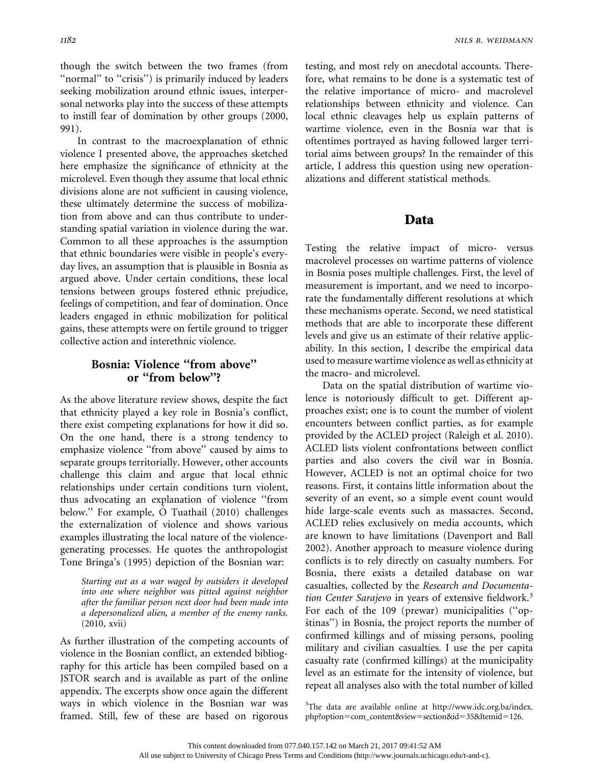though the switch between the two frames (from "normal" to "crisis") is primarily induced by leaders seeking mobilization around ethnic issues, interpersonal networks play into the success of these attempts to instill fear of domination by other groups (2000, 991).

In contrast to the macroexplanation of ethnic violence I presented above, the approaches sketched here emphasize the significance of ethnicity at the microlevel. Even though they assume that local ethnic divisions alone are not sufficient in causing violence, these ultimately determine the success of mobilization from above and can thus contribute to understanding spatial variation in violence during the war. Common to all these approaches is the assumption that ethnic boundaries were visible in people's everyday lives, an assumption that is plausible in Bosnia as argued above. Under certain conditions, these local tensions between groups fostered ethnic prejudice, feelings of competition, and fear of domination. Once leaders engaged in ethnic mobilization for political gains, these attempts were on fertile ground to trigger collective action and interethnic violence.

### Bosnia: Violence "from above" or "from below"?

As the above literature review shows, despite the fact that ethnicity played a key role in Bosnia's conflict, there exist competing explanations for how it did so. On the one hand, there is a strong tendency to emphasize violence "from above" caused by aims to separate groups territorially. However, other accounts challenge this claim and argue that local ethnic relationships under certain conditions turn violent, thus advocating an explanation of violence "from below." For example, Ó Tuathail (2010) challenges the externalization of violence and shows various examples illustrating the local nature of the violence-generating processes. He quotes the anthropologist Tone Bringa's (1995) depiction of the Bosnian war:

> *Starting out as a war waged by outsiders it developed into one where neighbor was pitted against neighbor after the familiar person next door had been made into a depersonalized alien, a member of the enemy ranks.* (2010, xvii)

As further illustration of the competing accounts of violence in the Bosnian conflict, an extended bibliography for this article has been compiled based on a JSTOR search and is available as part of the online appendix. The excerpts show once again the different ways in which violence in the Bosnian war was framed. Still, few of these are based on rigorous testing, and most rely on anecdotal accounts. Therefore, what remains to be done is a systematic test of the relative importance of micro- and macrolevel relationships between ethnicity and violence. Can local ethnic cleavages help us explain patterns of wartime violence, even in the Bosnia war that is oftentimes portrayed as having followed larger territorial aims between groups? In the remainder of this article, I address this question using new operationalizations and different statistical methods.

## Data

Testing the relative impact of micro- versus macrolevel processes on wartime patterns of violence in Bosnia poses multiple challenges. First, the level of measurement is important, and we need to incorporate the fundamentally different resolutions at which these mechanisms operate. Second, we need statistical methods that are able to incorporate these different levels and give us an estimate of their relative applicability. In this section, I describe the empirical data used to measure wartime violence as well as ethnicity at the macro- and microlevel.

Data on the spatial distribution of wartime violence is notoriously difficult to get. Different approaches exist; one is to count the number of violent encounters between conflict parties, as for example provided by the ACLED project (Raleigh et al. 2010). ACLED lists violent confrontations between conflict parties and also covers the civil war in Bosnia. However, ACLED is not an optimal choice for two reasons. First, it contains little information about the severity of an event, so a simple event count would hide large-scale events such as massacres. Second, ACLED relies exclusively on media accounts, which are known to have limitations (Davenport and Ball 2002). Another approach to measure violence during conflicts is to rely directly on casualty numbers. For Bosnia, there exists a detailed database on war casualties, collected by the *Research and Documentation Center Sarajevo* in years of extensive fieldwork.[3] For each of the 109 (prewar) municipalities ("opštinas") in Bosnia, the project reports the number of confirmed killings and of missing persons, pooling military and civilian casualties. I use the per capita casualty rate (confirmed killings) at the municipality level as an estimate for the intensity of violence, but repeat all analyses also with the total number of killed

[3]The data are available online at http://www.idc.org.ba/index.php?option=com_content&view=section&id=35&Itemid=126.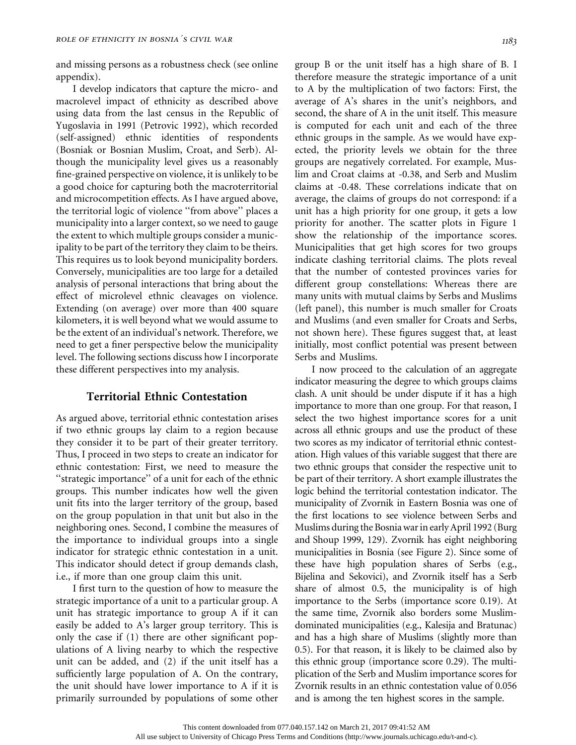and missing persons as a robustness check (see online appendix).

I develop indicators that capture the micro- and macrolevel impact of ethnicity as described above using data from the last census in the Republic of Yugoslavia in 1991 (Petrovic 1992), which recorded (self-assigned) ethnic identities of respondents (Bosniak or Bosnian Muslim, Croat, and Serb). Although the municipality level gives us a reasonably fine-grained perspective on violence, it is unlikely to be a good choice for capturing both the macroterritorial and microcompetition effects. As I have argued above, the territorial logic of violence "from above" places a municipality into a larger context, so we need to gauge the extent to which multiple groups consider a municipality to be part of the territory they claim to be theirs. This requires us to look beyond municipality borders. Conversely, municipalities are too large for a detailed analysis of personal interactions that bring about the effect of microlevel ethnic cleavages on violence. Extending (on average) over more than 400 square kilometers, it is well beyond what we would assume to be the extent of an individual's network. Therefore, we need to get a finer perspective below the municipality level. The following sections discuss how I incorporate these different perspectives into my analysis.

## Territorial Ethnic Contestation

As argued above, territorial ethnic contestation arises if two ethnic groups lay claim to a region because they consider it to be part of their greater territory. Thus, I proceed in two steps to create an indicator for ethnic contestation: First, we need to measure the "strategic importance" of a unit for each of the ethnic groups. This number indicates how well the given unit fits into the larger territory of the group, based on the group population in that unit but also in the neighboring ones. Second, I combine the measures of the importance to individual groups into a single indicator for strategic ethnic contestation in a unit. This indicator should detect if group demands clash, i.e., if more than one group claim this unit.

I first turn to the question of how to measure the strategic importance of a unit to a particular group. A unit has strategic importance to group A if it can easily be added to A's larger group territory. This is only the case if (1) there are other significant populations of A living nearby to which the respective unit can be added, and (2) if the unit itself has a sufficiently large population of A. On the contrary, the unit should have lower importance to A if it is primarily surrounded by populations of some other group B or the unit itself has a high share of B. I therefore measure the strategic importance of a unit to A by the multiplication of two factors: First, the average of A's shares in the unit's neighbors, and second, the share of A in the unit itself. This measure is computed for each unit and each of the three ethnic groups in the sample. As we would have expected, the priority levels we obtain for the three groups are negatively correlated. For example, Muslim and Croat claims at -0.38, and Serb and Muslim claims at -0.48. These correlations indicate that on average, the claims of groups do not correspond: if a unit has a high priority for one group, it gets a low priority for another. The scatter plots in Figure 1 show the relationship of the importance scores. Municipalities that get high scores for two groups indicate clashing territorial claims. The plots reveal that the number of contested provinces varies for different group constellations: Whereas there are many units with mutual claims by Serbs and Muslims (left panel), this number is much smaller for Croats and Muslims (and even smaller for Croats and Serbs, not shown here). These figures suggest that, at least initially, most conflict potential was present between Serbs and Muslims.

I now proceed to the calculation of an aggregate indicator measuring the degree to which groups claims clash. A unit should be under dispute if it has a high importance to more than one group. For that reason, I select the two highest importance scores for a unit across all ethnic groups and use the product of these two scores as my indicator of territorial ethnic contestation. High values of this variable suggest that there are two ethnic groups that consider the respective unit to be part of their territory. A short example illustrates the logic behind the territorial contestation indicator. The municipality of Zvornik in Eastern Bosnia was one of the first locations to see violence between Serbs and Muslims during the Bosnia war in early April 1992 (Burg and Shoup 1999, 129). Zvornik has eight neighboring municipalities in Bosnia (see Figure 2). Since some of these have high population shares of Serbs (e.g., Bijelina and Sekovici), and Zvornik itself has a Serb share of almost 0.5, the municipality is of high importance to the Serbs (importance score 0.19). At the same time, Zvornik also borders some Muslim-dominated municipalities (e.g., Kalesija and Bratunac) and has a high share of Muslims (slightly more than 0.5). For that reason, it is likely to be claimed also by this ethnic group (importance score 0.29). The multiplication of the Serb and Muslim importance scores for Zvornik results in an ethnic contestation value of 0.056 and is among the ten highest scores in the sample.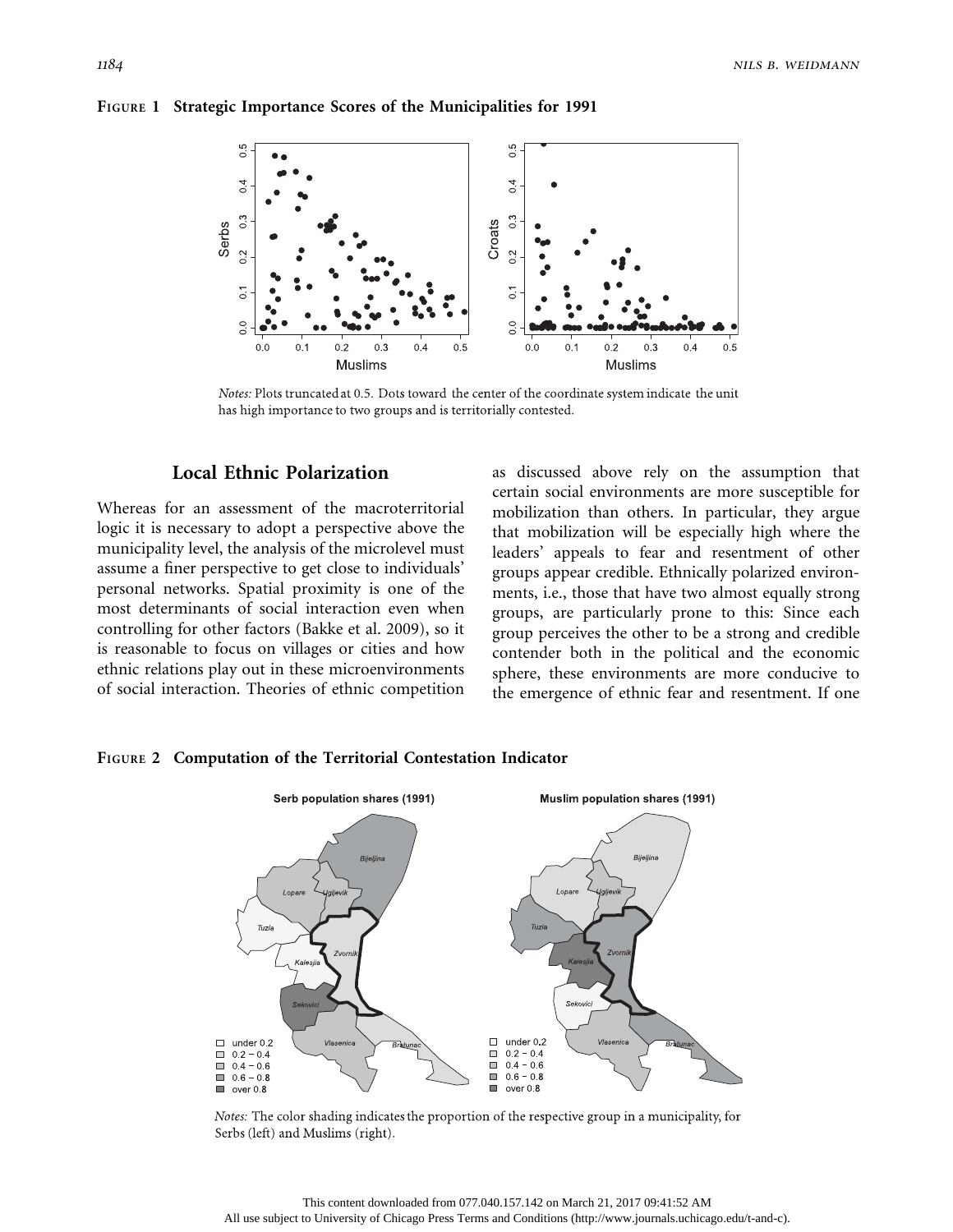**FIGURE 1 Strategic Importance Scores of the Municipalities for 1991**

*Notes:* Plots truncated at 0.5. Dots toward the center of the coordinate system indicate the unit has high importance to two groups and is territorially contested.

## Local Ethnic Polarization

Whereas for an assessment of the macroterritorial logic it is necessary to adopt a perspective above the municipality level, the analysis of the microlevel must assume a finer perspective to get close to individuals' personal networks. Spatial proximity is one of the most determinants of social interaction even when controlling for other factors (Bakke et al. 2009), so it is reasonable to focus on villages or cities and how ethnic relations play out in these microenvironments of social interaction. Theories of ethnic competition as discussed above rely on the assumption that certain social environments are more susceptible for mobilization than others. In particular, they argue that mobilization will be especially high where the leaders' appeals to fear and resentment of other groups appear credible. Ethnically polarized environments, i.e., those that have two almost equally strong groups, are particularly prone to this: Since each group perceives the other to be a strong and credible contender both in the political and the economic sphere, these environments are more conducive to the emergence of ethnic fear and resentment. If one

**FIGURE 2 Computation of the Territorial Contestation Indicator**

*Notes:* The color shading indicates the proportion of the respective group in a municipality, for Serbs (left) and Muslims (right).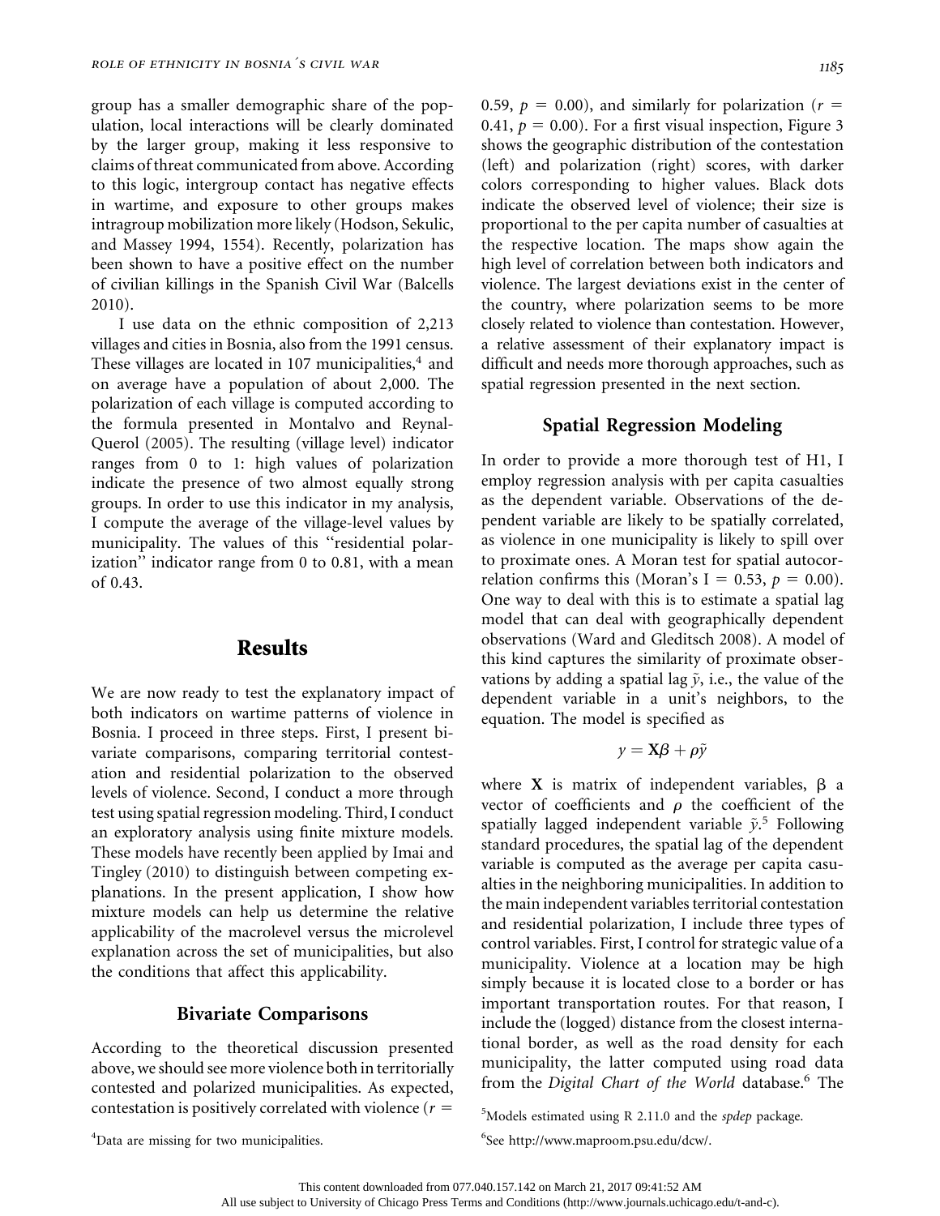group has a smaller demographic share of the population, local interactions will be clearly dominated by the larger group, making it less responsive to claims of threat communicated from above. According to this logic, intergroup contact has negative effects in wartime, and exposure to other groups makes intragroup mobilization more likely (Hodson, Sekulic, and Massey 1994, 1554). Recently, polarization has been shown to have a positive effect on the number of civilian killings in the Spanish Civil War (Balcells 2010).

I use data on the ethnic composition of 2,213 villages and cities in Bosnia, also from the 1991 census. These villages are located in 107 municipalities,[4] and on average have a population of about 2,000. The polarization of each village is computed according to the formula presented in Montalvo and Reynal-Querol (2005). The resulting (village level) indicator ranges from 0 to 1: high values of polarization indicate the presence of two almost equally strong groups. In order to use this indicator in my analysis, I compute the average of the village-level values by municipality. The values of this "residential polarization" indicator range from 0 to 0.81, with a mean of 0.43.

## Results

We are now ready to test the explanatory impact of both indicators on wartime patterns of violence in Bosnia. I proceed in three steps. First, I present bivariate comparisons, comparing territorial contestation and residential polarization to the observed levels of violence. Second, I conduct a more through test using spatial regression modeling. Third, I conduct an exploratory analysis using finite mixture models. These models have recently been applied by Imai and Tingley (2010) to distinguish between competing explanations. In the present application, I show how mixture models can help us determine the relative applicability of the macrolevel versus the microlevel explanation across the set of municipalities, but also the conditions that affect this applicability.

### Bivariate Comparisons

According to the theoretical discussion presented above, we should see more violence both in territorially contested and polarized municipalities. As expected, contestation is positively correlated with violence ($r = 0.59$, $p = 0.00$), and similarly for polarization ($r = 0.41$, $p = 0.00$). For a first visual inspection, Figure 3 shows the geographic distribution of the contestation (left) and polarization (right) scores, with darker colors corresponding to higher values. Black dots indicate the observed level of violence; their size is proportional to the per capita number of casualties at the respective location. The maps show again the high level of correlation between both indicators and violence. The largest deviations exist in the center of the country, where polarization seems to be more closely related to violence than contestation. However, a relative assessment of their explanatory impact is difficult and needs more thorough approaches, such as spatial regression presented in the next section.

### Spatial Regression Modeling

In order to provide a more thorough test of H1, I employ regression analysis with per capita casualties as the dependent variable. Observations of the dependent variable are likely to be spatially correlated, as violence in one municipality is likely to spill over to proximate ones. A Moran test for spatial autocorrelation confirms this (Moran's I $= 0.53$, $p = 0.00$). One way to deal with this is to estimate a spatial lag model that can deal with geographically dependent observations (Ward and Gleditsch 2008). A model of this kind captures the similarity of proximate observations by adding a spatial lag $\tilde{y}$, i.e., the value of the dependent variable in a unit's neighbors, to the equation. The model is specified as

$$y = \mathbf{X}\beta + \rho\tilde{y}$$

where $\mathbf{X}$ is matrix of independent variables, $\beta$ a vector of coefficients and $\rho$ the coefficient of the spatially lagged independent variable $\tilde{y}$.[5] Following standard procedures, the spatial lag of the dependent variable is computed as the average per capita casualties in the neighboring municipalities. In addition to the main independent variables territorial contestation and residential polarization, I include three types of control variables. First, I control for strategic value of a municipality. Violence at a location may be high simply because it is located close to a border or has important transportation routes. For that reason, I include the (logged) distance from the closest international border, as well as the road density for each municipality, the latter computed using road data from the *Digital Chart of the World* database.[6] The

[4]Data are missing for two municipalities.

[5]Models estimated using R 2.11.0 and the *spdep* package.

[6]See http://www.maproom.psu.edu/dcw/.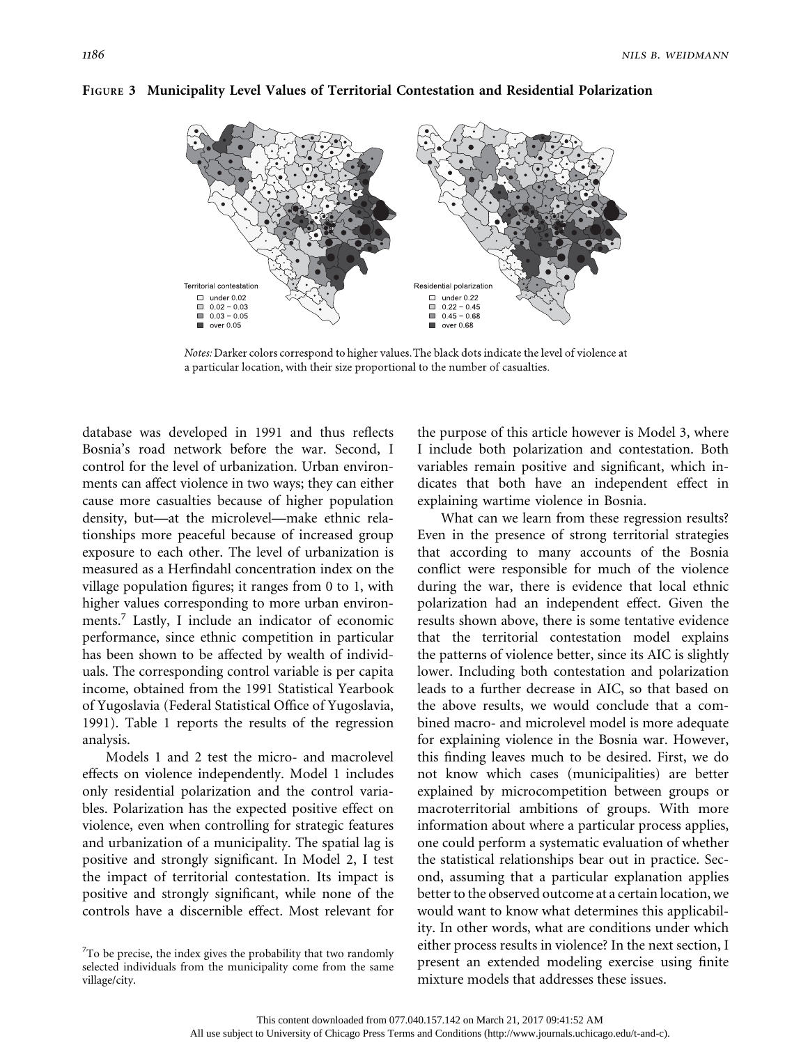**Figure 3 Municipality Level Values of Territorial Contestation and Residential Polarization**

Territorial contestation
- under 0.02
- 0.02 – 0.03
- 0.03 – 0.05
- over 0.05

Residential polarization
- under 0.22
- 0.22 – 0.45
- 0.45 – 0.68
- over 0.68

*Notes:* Darker colors correspond to higher values. The black dots indicate the level of violence at a particular location, with their size proportional to the number of casualties.

database was developed in 1991 and thus reflects Bosnia's road network before the war. Second, I control for the level of urbanization. Urban environments can affect violence in two ways; they can either cause more casualties because of higher population density, but—at the microlevel—make ethnic relationships more peaceful because of increased group exposure to each other. The level of urbanization is measured as a Herfindahl concentration index on the village population figures; it ranges from 0 to 1, with higher values corresponding to more urban environments.[7] Lastly, I include an indicator of economic performance, since ethnic competition in particular has been shown to be affected by wealth of individuals. The corresponding control variable is per capita income, obtained from the 1991 Statistical Yearbook of Yugoslavia (Federal Statistical Office of Yugoslavia, 1991). Table 1 reports the results of the regression analysis.

Models 1 and 2 test the micro- and macrolevel effects on violence independently. Model 1 includes only residential polarization and the control variables. Polarization has the expected positive effect on violence, even when controlling for strategic features and urbanization of a municipality. The spatial lag is positive and strongly significant. In Model 2, I test the impact of territorial contestation. Its impact is positive and strongly significant, while none of the controls have a discernible effect. Most relevant for the purpose of this article however is Model 3, where I include both polarization and contestation. Both variables remain positive and significant, which indicates that both have an independent effect in explaining wartime violence in Bosnia.

What can we learn from these regression results? Even in the presence of strong territorial strategies that according to many accounts of the Bosnia conflict were responsible for much of the violence during the war, there is evidence that local ethnic polarization had an independent effect. Given the results shown above, there is some tentative evidence that the territorial contestation model explains the patterns of violence better, since its AIC is slightly lower. Including both contestation and polarization leads to a further decrease in AIC, so that based on the above results, we would conclude that a combined macro- and microlevel model is more adequate for explaining violence in the Bosnia war. However, this finding leaves much to be desired. First, we do not know which cases (municipalities) are better explained by microcompetition between groups or macroterritorial ambitions of groups. With more information about where a particular process applies, one could perform a systematic evaluation of whether the statistical relationships bear out in practice. Second, assuming that a particular explanation applies better to the observed outcome at a certain location, we would want to know what determines this applicability. In other words, what are conditions under which either process results in violence? In the next section, I present an extended modeling exercise using finite mixture models that addresses these issues.

[7] To be precise, the index gives the probability that two randomly selected individuals from the municipality come from the same village/city.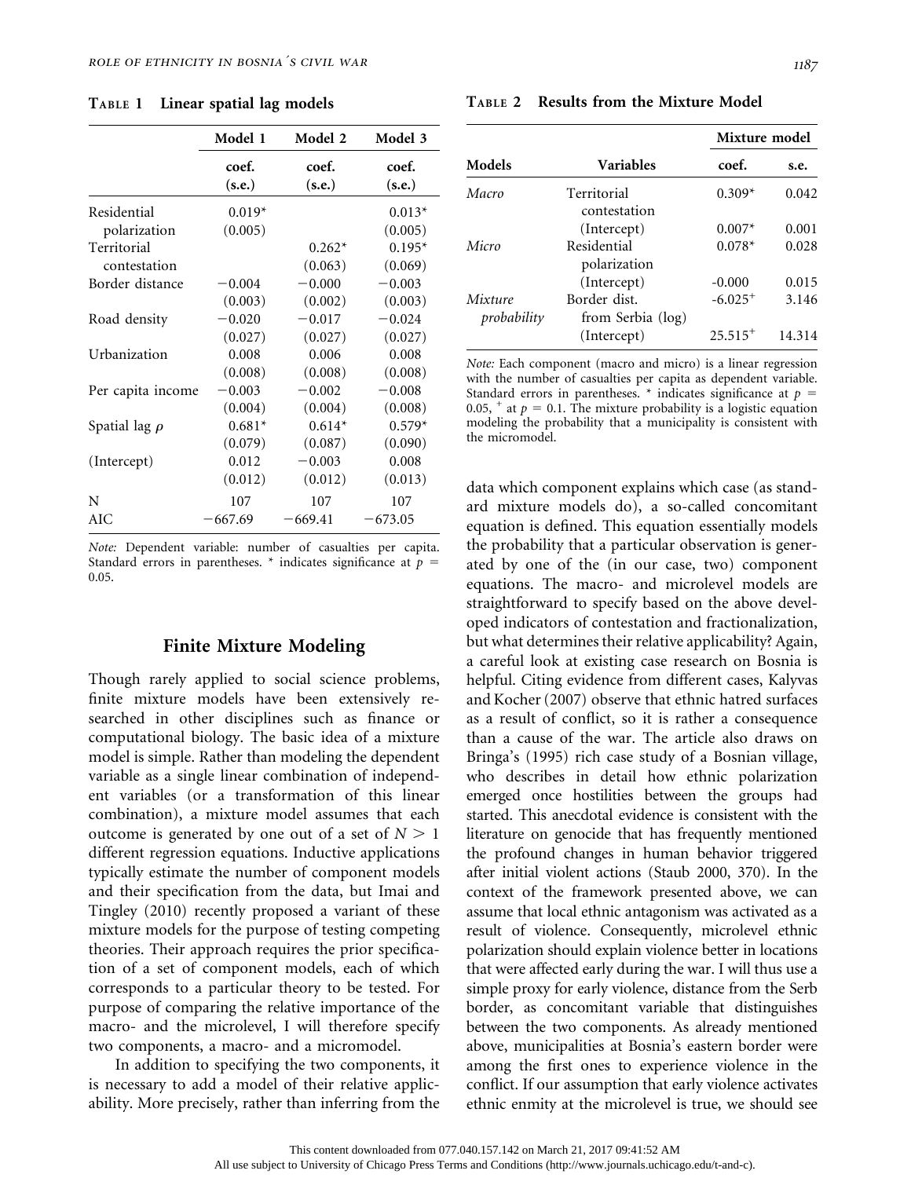**Table 1 Linear spatial lag models**

| | Model 1 | Model 2 | Model 3 |
|---|---|---|---|
| | coef. (s.e.) | coef. (s.e.) | coef. (s.e.) |
| Residential polarization | 0.019* (0.005) | | 0.013* (0.005) |
| Territorial contestation | | 0.262* (0.063) | 0.195* (0.069) |
| Border distance | −0.004 (0.003) | −0.000 (0.002) | −0.003 (0.003) |
| Road density | −0.020 (0.027) | −0.017 (0.027) | −0.024 (0.027) |
| Urbanization | 0.008 (0.008) | 0.006 (0.008) | 0.008 (0.008) |
| Per capita income | −0.003 (0.004) | −0.002 (0.004) | −0.008 (0.008) |
| Spatial lag $\rho$ | 0.681* (0.079) | 0.614* (0.087) | 0.579* (0.090) |
| (Intercept) | 0.012 (0.012) | −0.003 (0.012) | 0.008 (0.013) |
| N | 107 | 107 | 107 |
| AIC | −667.69 | −669.41 | −673.05 |

*Note:* Dependent variable: number of casualties per capita. Standard errors in parentheses. * indicates significance at $p = 0.05$.

**Table 2 Results from the Mixture Model**

| | | Mixture model | |
|---|---|---|---|
| Models | Variables | coef. | s.e. |
| *Macro* | Territorial contestation | 0.309* | 0.042 |
| | (Intercept) | 0.007* | 0.001 |
| *Micro* | Residential polarization | 0.078* | 0.028 |
| | (Intercept) | -0.000 | 0.015 |
| *Mixture probability* | Border dist. from Serbia (log) | -6.025+ | 3.146 |
| | (Intercept) | 25.515+ | 14.314 |

*Note:* Each component (macro and micro) is a linear regression with the number of casualties per capita as dependent variable. Standard errors in parentheses. * indicates significance at $p = 0.05$, + at $p = 0.1$. The mixture probability is a logistic equation modeling the probability that a municipality is consistent with the micromodel.

## Finite Mixture Modeling

Though rarely applied to social science problems, finite mixture models have been extensively researched in other disciplines such as finance or computational biology. The basic idea of a mixture model is simple. Rather than modeling the dependent variable as a single linear combination of independent variables (or a transformation of this linear combination), a mixture model assumes that each outcome is generated by one out of a set of $N > 1$ different regression equations. Inductive applications typically estimate the number of component models and their specification from the data, but Imai and Tingley (2010) recently proposed a variant of these mixture models for the purpose of testing competing theories. Their approach requires the prior specification of a set of component models, each of which corresponds to a particular theory to be tested. For purpose of comparing the relative importance of the macro- and the microlevel, I will therefore specify two components, a macro- and a micromodel.

In addition to specifying the two components, it is necessary to add a model of their relative applicability. More precisely, rather than inferring from the data which component explains which case (as standard mixture models do), a so-called concomitant equation is defined. This equation essentially models the probability that a particular observation is generated by one of the (in our case, two) component equations. The macro- and microlevel models are straightforward to specify based on the above developed indicators of contestation and fractionalization, but what determines their relative applicability? Again, a careful look at existing case research on Bosnia is helpful. Citing evidence from different cases, Kalyvas and Kocher (2007) observe that ethnic hatred surfaces as a result of conflict, so it is rather a consequence than a cause of the war. The article also draws on Bringa's (1995) rich case study of a Bosnian village, who describes in detail how ethnic polarization emerged once hostilities between the groups had started. This anecdotal evidence is consistent with the literature on genocide that has frequently mentioned the profound changes in human behavior triggered after initial violent actions (Staub 2000, 370). In the context of the framework presented above, we can assume that local ethnic antagonism was activated as a result of violence. Consequently, microlevel ethnic polarization should explain violence better in locations that were affected early during the war. I will thus use a simple proxy for early violence, distance from the Serb border, as concomitant variable that distinguishes between the two components. As already mentioned above, municipalities at Bosnia's eastern border were among the first ones to experience violence in the conflict. If our assumption that early violence activates ethnic enmity at the microlevel is true, we should see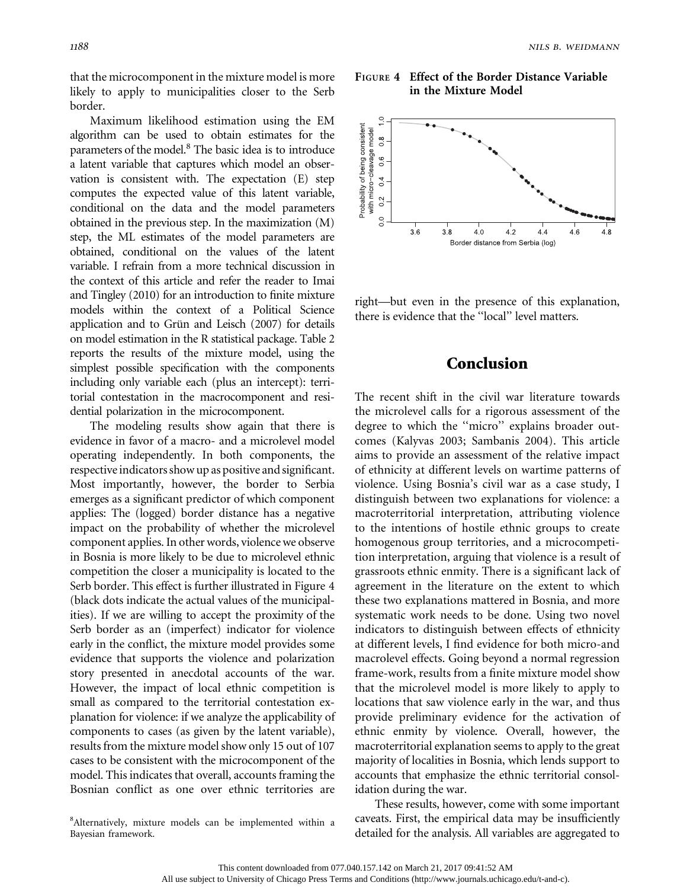that the microcomponent in the mixture model is more likely to apply to municipalities closer to the Serb border.

Maximum likelihood estimation using the EM algorithm can be used to obtain estimates for the parameters of the model.[8] The basic idea is to introduce a latent variable that captures which model an observation is consistent with. The expectation (E) step computes the expected value of this latent variable, conditional on the data and the model parameters obtained in the previous step. In the maximization (M) step, the ML estimates of the model parameters are obtained, conditional on the values of the latent variable. I refrain from a more technical discussion in the context of this article and refer the reader to Imai and Tingley (2010) for an introduction to finite mixture models within the context of a Political Science application and to Grün and Leisch (2007) for details on model estimation in the R statistical package. Table 2 reports the results of the mixture model, using the simplest possible specification with the components including only variable each (plus an intercept): territorial contestation in the macrocomponent and residential polarization in the microcomponent.

The modeling results show again that there is evidence in favor of a macro- and a microlevel model operating independently. In both components, the respective indicators show up as positive and significant. Most importantly, however, the border to Serbia emerges as a significant predictor of which component applies: The (logged) border distance has a negative impact on the probability of whether the microlevel component applies. In other words, violence we observe in Bosnia is more likely to be due to microlevel ethnic competition the closer a municipality is located to the Serb border. This effect is further illustrated in Figure 4 (black dots indicate the actual values of the municipalities). If we are willing to accept the proximity of the Serb border as an (imperfect) indicator for violence early in the conflict, the mixture model provides some evidence that supports the violence and polarization story presented in anecdotal accounts of the war. However, the impact of local ethnic competition is small as compared to the territorial contestation explanation for violence: if we analyze the applicability of components to cases (as given by the latent variable), results from the mixture model show only 15 out of 107 cases to be consistent with the microcomponent of the model. This indicates that overall, accounts framing the Bosnian conflict as one over ethnic territories are right—but even in the presence of this explanation, there is evidence that the ''local'' level matters.

**Figure 4 Effect of the Border Distance Variable in the Mixture Model**

# Conclusion

The recent shift in the civil war literature towards the microlevel calls for a rigorous assessment of the degree to which the ''micro'' explains broader outcomes (Kalyvas 2003; Sambanis 2004). This article aims to provide an assessment of the relative impact of ethnicity at different levels on wartime patterns of violence. Using Bosnia's civil war as a case study, I distinguish between two explanations for violence: a macroterritorial interpretation, attributing violence to the intentions of hostile ethnic groups to create homogenous group territories, and a microcompetition interpretation, arguing that violence is a result of grassroots ethnic enmity. There is a significant lack of agreement in the literature on the extent to which these two explanations mattered in Bosnia, and more systematic work needs to be done. Using two novel indicators to distinguish between effects of ethnicity at different levels, I find evidence for both micro-and macrolevel effects. Going beyond a normal regression frame-work, results from a finite mixture model show that the microlevel model is more likely to apply to locations that saw violence early in the war, and thus provide preliminary evidence for the activation of ethnic enmity by violence. Overall, however, the macroterritorial explanation seems to apply to the great majority of localities in Bosnia, which lends support to accounts that emphasize the ethnic territorial consolidation during the war.

These results, however, come with some important caveats. First, the empirical data may be insufficiently detailed for the analysis. All variables are aggregated to

[8]Alternatively, mixture models can be implemented within a Bayesian framework.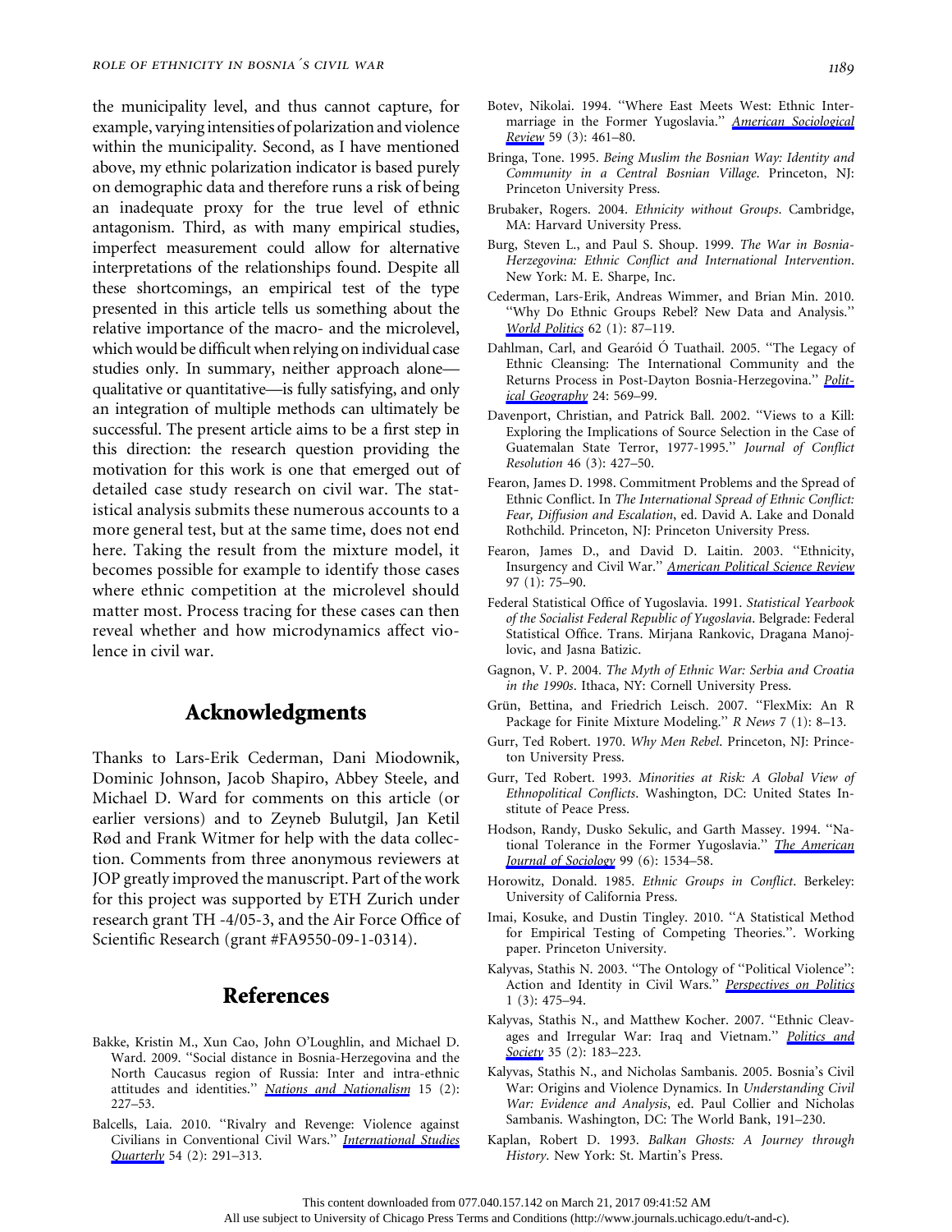the municipality level, and thus cannot capture, for example, varying intensities of polarization and violence within the municipality. Second, as I have mentioned above, my ethnic polarization indicator is based purely on demographic data and therefore runs a risk of being an inadequate proxy for the true level of ethnic antagonism. Third, as with many empirical studies, imperfect measurement could allow for alternative interpretations of the relationships found. Despite all these shortcomings, an empirical test of the type presented in this article tells us something about the relative importance of the macro- and the microlevel, which would be difficult when relying on individual case studies only. In summary, neither approach alone—qualitative or quantitative—is fully satisfying, and only an integration of multiple methods can ultimately be successful. The present article aims to be a first step in this direction: the research question providing the motivation for this work is one that emerged out of detailed case study research on civil war. The statistical analysis submits these numerous accounts to a more general test, but at the same time, does not end here. Taking the result from the mixture model, it becomes possible for example to identify those cases where ethnic competition at the microlevel should matter most. Process tracing for these cases can then reveal whether and how microdynamics affect violence in civil war.

## Acknowledgments

Thanks to Lars-Erik Cederman, Dani Miodownik, Dominic Johnson, Jacob Shapiro, Abbey Steele, and Michael D. Ward for comments on this article (or earlier versions) and to Zeyneb Bulutgil, Jan Ketil Rød and Frank Witmer for help with the data collection. Comments from three anonymous reviewers at JOP greatly improved the manuscript. Part of the work for this project was supported by ETH Zurich under research grant TH -4/05-3, and the Air Force Office of Scientific Research (grant #FA9550-09-1-0314).

## References

Bakke, Kristin M., Xun Cao, John O'Loughlin, and Michael D. Ward. 2009. "Social distance in Bosnia-Herzegovina and the North Caucasus region of Russia: Inter and intra-ethnic attitudes and identities." *Nations and Nationalism* 15 (2): 227–53.

Balcells, Laia. 2010. "Rivalry and Revenge: Violence against Civilians in Conventional Civil Wars." *International Studies Quarterly* 54 (2): 291–313.

Botev, Nikolai. 1994. "Where East Meets West: Ethnic Intermarriage in the Former Yugoslavia." *American Sociological Review* 59 (3): 461–80.

Bringa, Tone. 1995. *Being Muslim the Bosnian Way: Identity and Community in a Central Bosnian Village*. Princeton, NJ: Princeton University Press.

Brubaker, Rogers. 2004. *Ethnicity without Groups*. Cambridge, MA: Harvard University Press.

Burg, Steven L., and Paul S. Shoup. 1999. *The War in Bosnia-Herzegovina: Ethnic Conflict and International Intervention*. New York: M. E. Sharpe, Inc.

Cederman, Lars-Erik, Andreas Wimmer, and Brian Min. 2010. "Why Do Ethnic Groups Rebel? New Data and Analysis." *World Politics* 62 (1): 87–119.

Dahlman, Carl, and Gearóid Ó Tuathail. 2005. "The Legacy of Ethnic Cleansing: The International Community and the Returns Process in Post-Dayton Bosnia-Herzegovina." *Political Geography* 24: 569–99.

Davenport, Christian, and Patrick Ball. 2002. "Views to a Kill: Exploring the Implications of Source Selection in the Case of Guatemalan State Terror, 1977-1995." *Journal of Conflict Resolution* 46 (3): 427–50.

Fearon, James D. 1998. Commitment Problems and the Spread of Ethnic Conflict. In *The International Spread of Ethnic Conflict: Fear, Diffusion and Escalation*, ed. David A. Lake and Donald Rothchild. Princeton, NJ: Princeton University Press.

Fearon, James D., and David D. Laitin. 2003. "Ethnicity, Insurgency and Civil War." *American Political Science Review* 97 (1): 75–90.

Federal Statistical Office of Yugoslavia. 1991. *Statistical Yearbook of the Socialist Federal Republic of Yugoslavia*. Belgrade: Federal Statistical Office. Trans. Mirjana Rankovic, Dragana Manojlovic, and Jasna Batizic.

Gagnon, V. P. 2004. *The Myth of Ethnic War: Serbia and Croatia in the 1990s*. Ithaca, NY: Cornell University Press.

Grün, Bettina, and Friedrich Leisch. 2007. "FlexMix: An R Package for Finite Mixture Modeling." *R News* 7 (1): 8–13.

Gurr, Ted Robert. 1970. *Why Men Rebel*. Princeton, NJ: Princeton University Press.

Gurr, Ted Robert. 1993. *Minorities at Risk: A Global View of Ethnopolitical Conflicts*. Washington, DC: United States Institute of Peace Press.

Hodson, Randy, Dusko Sekulic, and Garth Massey. 1994. "National Tolerance in the Former Yugoslavia." *The American Journal of Sociology* 99 (6): 1534–58.

Horowitz, Donald. 1985. *Ethnic Groups in Conflict*. Berkeley: University of California Press.

Imai, Kosuke, and Dustin Tingley. 2010. "A Statistical Method for Empirical Testing of Competing Theories.". Working paper. Princeton University.

Kalyvas, Stathis N. 2003. "The Ontology of "Political Violence": Action and Identity in Civil Wars." *Perspectives on Politics* 1 (3): 475–94.

Kalyvas, Stathis N., and Matthew Kocher. 2007. "Ethnic Cleavages and Irregular War: Iraq and Vietnam." *Politics and Society* 35 (2): 183–223.

Kalyvas, Stathis N., and Nicholas Sambanis. 2005. Bosnia's Civil War: Origins and Violence Dynamics. In *Understanding Civil War: Evidence and Analysis*, ed. Paul Collier and Nicholas Sambanis. Washington, DC: The World Bank, 191–230.

Kaplan, Robert D. 1993. *Balkan Ghosts: A Journey through History*. New York: St. Martin's Press.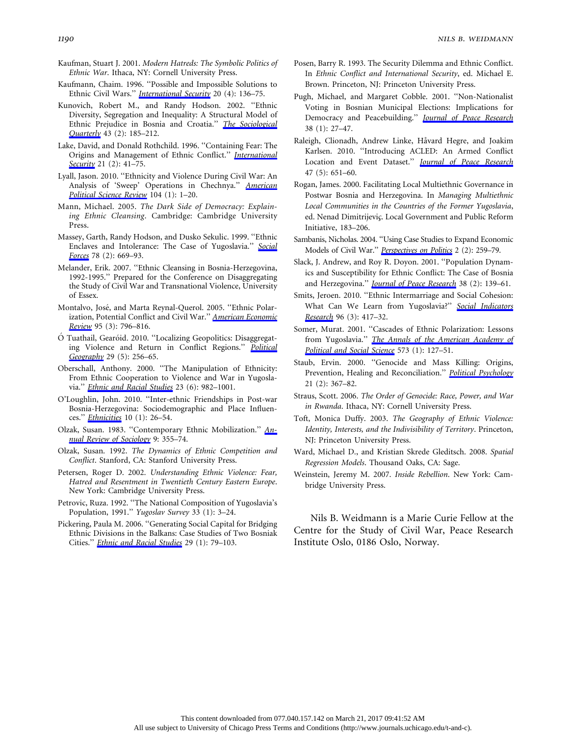Kaufman, Stuart J. 2001. *Modern Hatreds: The Symbolic Politics of Ethnic War*. Ithaca, NY: Cornell University Press.

Kaufmann, Chaim. 1996. ''Possible and Impossible Solutions to Ethnic Civil Wars.'' *International Security* 20 (4): 136–75.

Kunovich, Robert M., and Randy Hodson. 2002. ''Ethnic Diversity, Segregation and Inequality: A Structural Model of Ethnic Prejudice in Bosnia and Croatia.'' *The Sociological Quarterly* 43 (2): 185–212.

Lake, David, and Donald Rothchild. 1996. ''Containing Fear: The Origins and Management of Ethnic Conflict.'' *International Security* 21 (2): 41–75.

Lyall, Jason. 2010. ''Ethnicity and Violence During Civil War: An Analysis of 'Sweep' Operations in Chechnya.'' *American Political Science Review* 104 (1): 1–20.

Mann, Michael. 2005. *The Dark Side of Democracy: Explaining Ethnic Cleansing*. Cambridge: Cambridge University Press.

Massey, Garth, Randy Hodson, and Dusko Sekulic. 1999. ''Ethnic Enclaves and Intolerance: The Case of Yugoslavia.'' *Social Forces* 78 (2): 669–93.

Melander, Erik. 2007. ''Ethnic Cleansing in Bosnia-Herzegovina, 1992-1995.'' Prepared for the Conference on Disaggregating the Study of Civil War and Transnational Violence, University of Essex.

Montalvo, José, and Marta Reynal-Querol. 2005. ''Ethnic Polarization, Potential Conflict and Civil War.'' *American Economic Review* 95 (3): 796–816.

Ó Tuathail, Gearóid. 2010. ''Localizing Geopolitics: Disaggregating Violence and Return in Conflict Regions.'' *Political Geography* 29 (5): 256–65.

Oberschall, Anthony. 2000. ''The Manipulation of Ethnicity: From Ethnic Cooperation to Violence and War in Yugoslavia.'' *Ethnic and Racial Studies* 23 (6): 982–1001.

O'Loughlin, John. 2010. ''Inter-ethnic Friendships in Post-war Bosnia-Herzegovina: Sociodemographic and Place Influences.'' *Ethnicities* 10 (1): 26–54.

Olzak, Susan. 1983. ''Contemporary Ethnic Mobilization.'' *Annual Review of Sociology* 9: 355–74.

Olzak, Susan. 1992. *The Dynamics of Ethnic Competition and Conflict*. Stanford, CA: Stanford University Press.

Petersen, Roger D. 2002. *Understanding Ethnic Violence: Fear, Hatred and Resentment in Twentieth Century Eastern Europe*. New York: Cambridge University Press.

Petrovic, Ruza. 1992. ''The National Composition of Yugoslavia's Population, 1991.'' *Yugoslav Survey* 33 (1): 3–24.

Pickering, Paula M. 2006. ''Generating Social Capital for Bridging Ethnic Divisions in the Balkans: Case Studies of Two Bosniak Cities.'' *Ethnic and Racial Studies* 29 (1): 79–103.

Posen, Barry R. 1993. The Security Dilemma and Ethnic Conflict. In *Ethnic Conflict and International Security*, ed. Michael E. Brown. Princeton, NJ: Princeton University Press.

Pugh, Michael, and Margaret Cobble. 2001. ''Non-Nationalist Voting in Bosnian Municipal Elections: Implications for Democracy and Peacebuilding.'' *Journal of Peace Research* 38 (1): 27–47.

Raleigh, Clionadh, Andrew Linke, Håvard Hegre, and Joakim Karlsen. 2010. ''Introducing ACLED: An Armed Conflict Location and Event Dataset.'' *Journal of Peace Research* 47 (5): 651–60.

Rogan, James. 2000. Facilitating Local Multiethnic Governance in Postwar Bosnia and Herzegovina. In *Managing Multiethnic Local Communities in the Countries of the Former Yugoslavia*, ed. Nenad Dimitrijeviç. Local Government and Public Reform Initiative, 183–206.

Sambanis, Nicholas. 2004. "Using Case Studies to Expand Economic Models of Civil War." *Perspectives on Politics* 2 (2): 259–79.

Slack, J. Andrew, and Roy R. Doyon. 2001. ''Population Dynamics and Susceptibility for Ethnic Conflict: The Case of Bosnia and Herzegovina.'' *Journal of Peace Research* 38 (2): 139–61.

Smits, Jeroen. 2010. ''Ethnic Intermarriage and Social Cohesion: What Can We Learn from Yugoslavia?'' *Social Indicators Research* 96 (3): 417–32.

Somer, Murat. 2001. ''Cascades of Ethnic Polarization: Lessons from Yugoslavia.'' *The Annals of the American Academy of Political and Social Science* 573 (1): 127–51.

Staub, Ervin. 2000. ''Genocide and Mass Killing: Origins, Prevention, Healing and Reconciliation.'' *Political Psychology* 21 (2): 367–82.

Straus, Scott. 2006. *The Order of Genocide: Race, Power, and War in Rwanda*. Ithaca, NY: Cornell University Press.

Toft, Monica Duffy. 2003. *The Geography of Ethnic Violence: Identity, Interests, and the Indivisibility of Territory*. Princeton, NJ: Princeton University Press.

Ward, Michael D., and Kristian Skrede Gleditsch. 2008. *Spatial Regression Models*. Thousand Oaks, CA: Sage.

Weinstein, Jeremy M. 2007. *Inside Rebellion*. New York: Cambridge University Press.

Nils B. Weidmann is a Marie Curie Fellow at the Centre for the Study of Civil War, Peace Research Institute Oslo, 0186 Oslo, Norway.